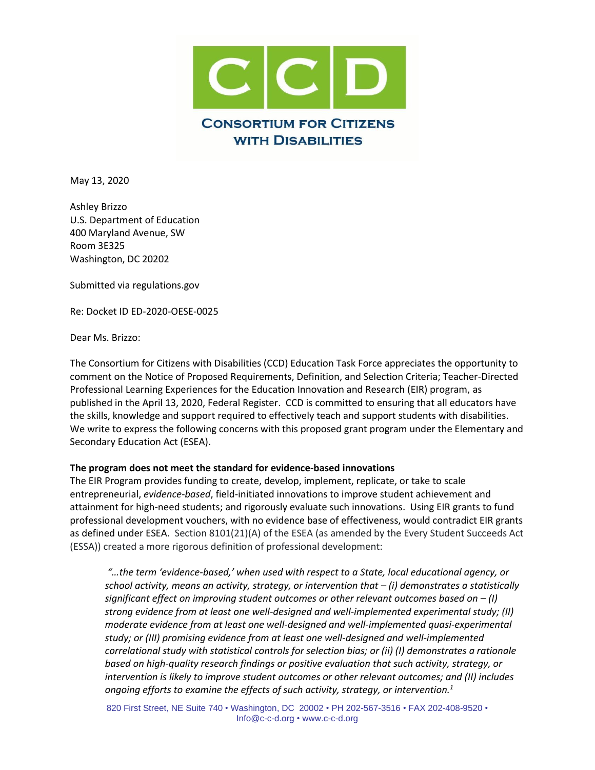# CCD

**CONSORTIUM FOR CITIZENS WITH DISABILITIES**

May 13, 2020

Ashley Brizzo
U.S. Department of Education
400 Maryland Avenue, SW
Room 3E325
Washington, DC 20202

Submitted via regulations.gov

Re: Docket ID ED-2020-OESE-0025

Dear Ms. Brizzo:

The Consortium for Citizens with Disabilities (CCD) Education Task Force appreciates the opportunity to comment on the Notice of Proposed Requirements, Definition, and Selection Criteria; Teacher-Directed Professional Learning Experiences for the Education Innovation and Research (EIR) program, as published in the April 13, 2020, Federal Register. CCD is committed to ensuring that all educators have the skills, knowledge and support required to effectively teach and support students with disabilities. We write to express the following concerns with this proposed grant program under the Elementary and Secondary Education Act (ESEA).

**The program does not meet the standard for evidence-based innovations**

The EIR Program provides funding to create, develop, implement, replicate, or take to scale entrepreneurial, *evidence-based*, field-initiated innovations to improve student achievement and attainment for high-need students; and rigorously evaluate such innovations. Using EIR grants to fund professional development vouchers, with no evidence base of effectiveness, would contradict EIR grants as defined under ESEA. Section 8101(21)(A) of the ESEA (as amended by the Every Student Succeeds Act (ESSA)) created a more rigorous definition of professional development:

> *"…the term 'evidence-based,' when used with respect to a State, local educational agency, or school activity, means an activity, strategy, or intervention that – (i) demonstrates a statistically significant effect on improving student outcomes or other relevant outcomes based on – (I) strong evidence from at least one well-designed and well-implemented experimental study; (II) moderate evidence from at least one well-designed and well-implemented quasi-experimental study; or (III) promising evidence from at least one well-designed and well-implemented correlational study with statistical controls for selection bias; or (ii) (I) demonstrates a rationale based on high-quality research findings or positive evaluation that such activity, strategy, or intervention is likely to improve student outcomes or other relevant outcomes; and (II) includes ongoing efforts to examine the effects of such activity, strategy, or intervention.*[1]

820 First Street, NE Suite 740 • Washington, DC 20002 • PH 202-567-3516 • FAX 202-408-9520 • Info@c-c-d.org • www.c-c-d.org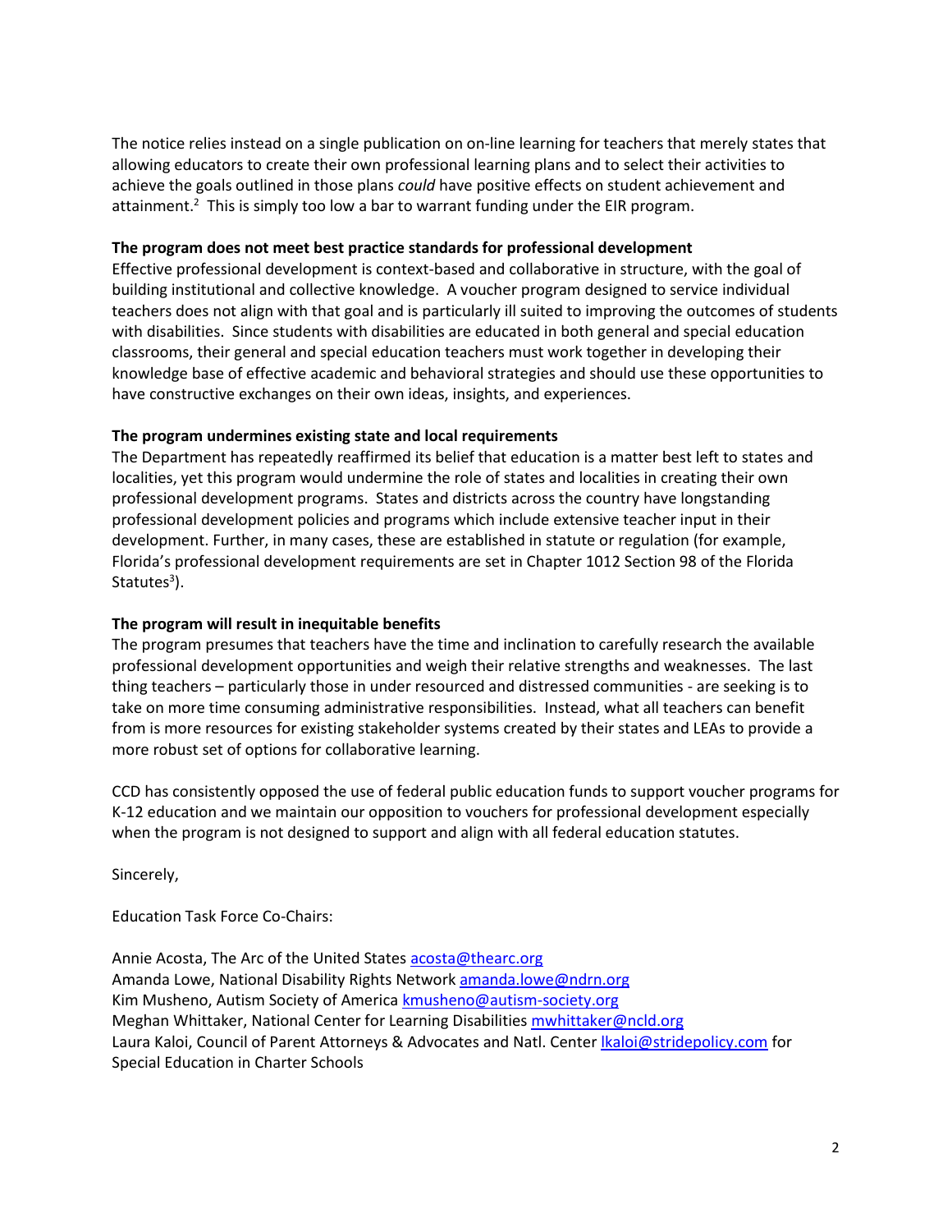The notice relies instead on a single publication on on-line learning for teachers that merely states that allowing educators to create their own professional learning plans and to select their activities to achieve the goals outlined in those plans *could* have positive effects on student achievement and attainment.[2] This is simply too low a bar to warrant funding under the EIR program.

**The program does not meet best practice standards for professional development**

Effective professional development is context-based and collaborative in structure, with the goal of building institutional and collective knowledge. A voucher program designed to service individual teachers does not align with that goal and is particularly ill suited to improving the outcomes of students with disabilities. Since students with disabilities are educated in both general and special education classrooms, their general and special education teachers must work together in developing their knowledge base of effective academic and behavioral strategies and should use these opportunities to have constructive exchanges on their own ideas, insights, and experiences.

**The program undermines existing state and local requirements**

The Department has repeatedly reaffirmed its belief that education is a matter best left to states and localities, yet this program would undermine the role of states and localities in creating their own professional development programs. States and districts across the country have longstanding professional development policies and programs which include extensive teacher input in their development. Further, in many cases, these are established in statute or regulation (for example, Florida's professional development requirements are set in Chapter 1012 Section 98 of the Florida Statutes[3]).

**The program will result in inequitable benefits**

The program presumes that teachers have the time and inclination to carefully research the available professional development opportunities and weigh their relative strengths and weaknesses. The last thing teachers – particularly those in under resourced and distressed communities - are seeking is to take on more time consuming administrative responsibilities. Instead, what all teachers can benefit from is more resources for existing stakeholder systems created by their states and LEAs to provide a more robust set of options for collaborative learning.

CCD has consistently opposed the use of federal public education funds to support voucher programs for K-12 education and we maintain our opposition to vouchers for professional development especially when the program is not designed to support and align with all federal education statutes.

Sincerely,

Education Task Force Co-Chairs:

Annie Acosta, The Arc of the United States acosta@thearc.org
Amanda Lowe, National Disability Rights Network amanda.lowe@ndrn.org
Kim Musheno, Autism Society of America kmusheno@autism-society.org
Meghan Whittaker, National Center for Learning Disabilities mwhittaker@ncld.org
Laura Kaloi, Council of Parent Attorneys & Advocates and Natl. Center lkaloi@stridepolicy.com for Special Education in Charter Schools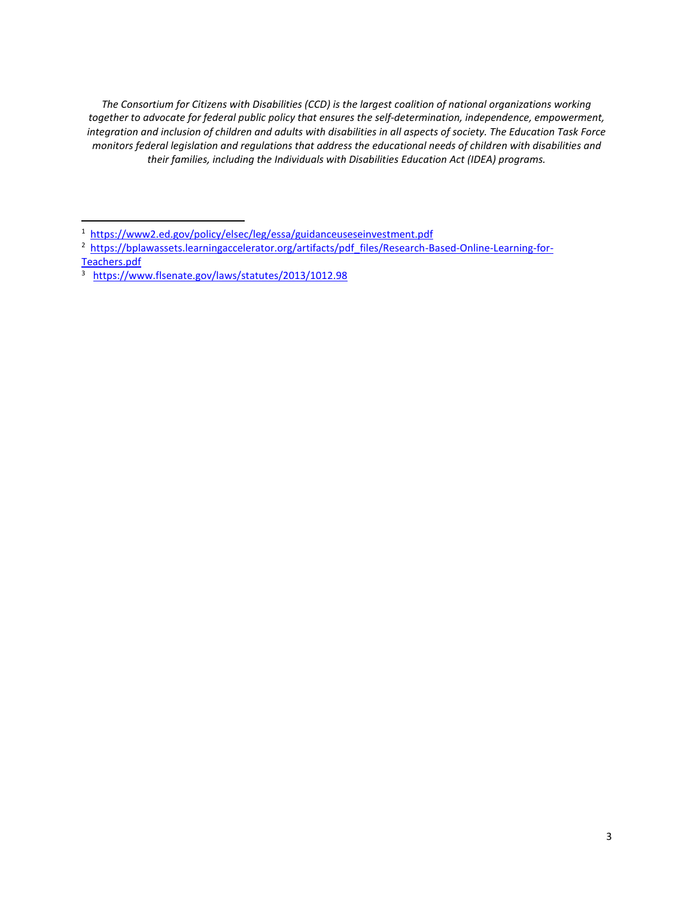*The Consortium for Citizens with Disabilities (CCD) is the largest coalition of national organizations working together to advocate for federal public policy that ensures the self-determination, independence, empowerment, integration and inclusion of children and adults with disabilities in all aspects of society. The Education Task Force monitors federal legislation and regulations that address the educational needs of children with disabilities and their families, including the Individuals with Disabilities Education Act (IDEA) programs.*

---

[1] https://www2.ed.gov/policy/elsec/leg/essa/guidanceuseseinvestment.pdf

[2] https://bplawassets.learningaccelerator.org/artifacts/pdf_files/Research-Based-Online-Learning-for-Teachers.pdf

[3] https://www.flsenate.gov/laws/statutes/2013/1012.98